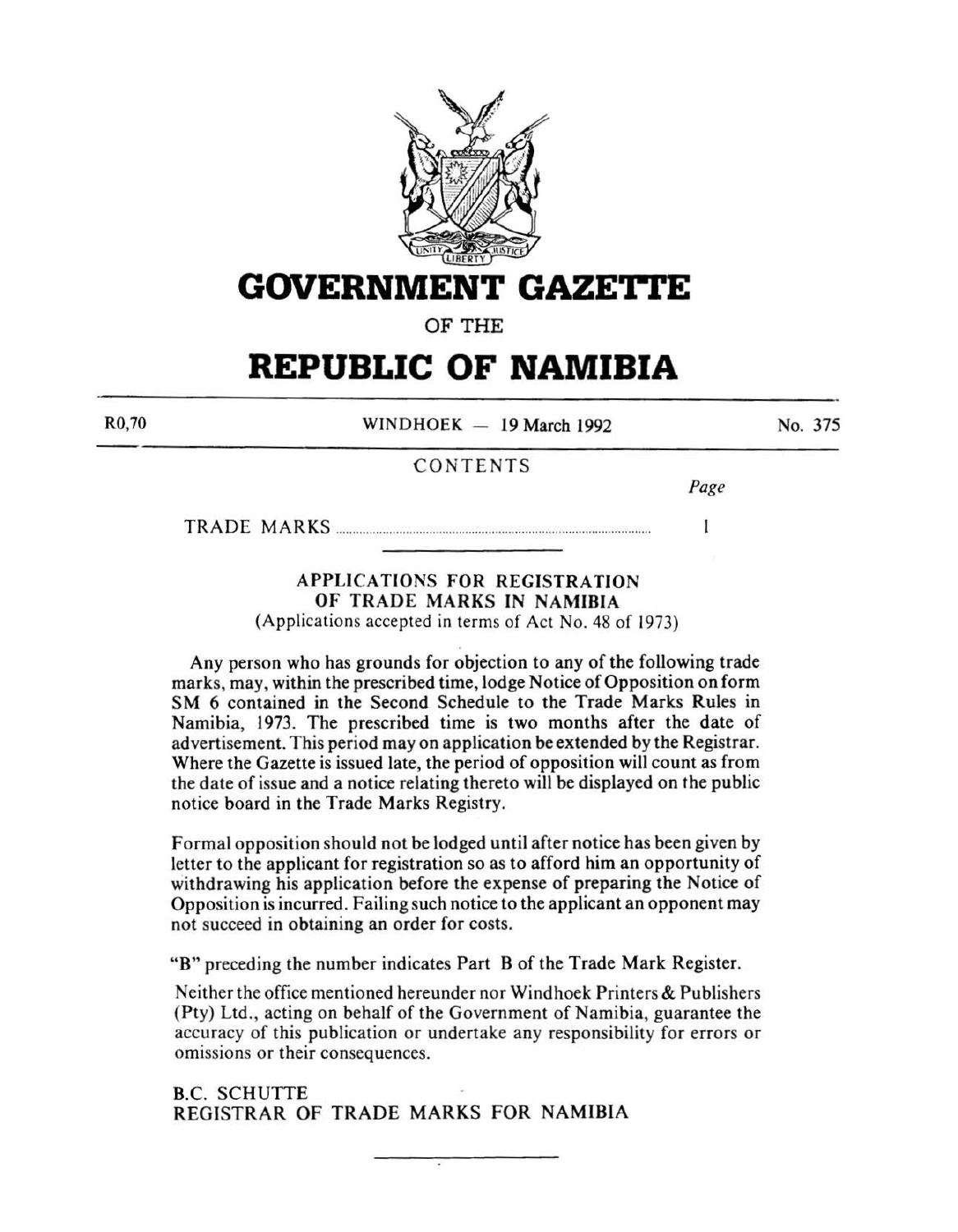# GOVERNMENT GAZETTE

OF THE

# REPUBLIC OF NAMIBIA

R0,70 WINDHOEK — 19 March 1992 No. 375

CONTENTS

| | Page |
|---|---|
| TRADE MARKS | 1 |

## APPLICATIONS FOR REGISTRATION OF TRADE MARKS IN NAMIBIA

(Applications accepted in terms of Act No. 48 of 1973)

Any person who has grounds for objection to any of the following trade marks, may, within the prescribed time, lodge Notice of Opposition on form SM 6 contained in the Second Schedule to the Trade Marks Rules in Namibia, 1973. The prescribed time is two months after the date of advertisement. This period may on application be extended by the Registrar. Where the Gazette is issued late, the period of opposition will count as from the date of issue and a notice relating thereto will be displayed on the public notice board in the Trade Marks Registry.

Formal opposition should not be lodged until after notice has been given by letter to the applicant for registration so as to afford him an opportunity of withdrawing his application before the expense of preparing the Notice of Opposition is incurred. Failing such notice to the applicant an opponent may not succeed in obtaining an order for costs.

"B" preceding the number indicates Part B of the Trade Mark Register.

Neither the office mentioned hereunder nor Windhoek Printers & Publishers (Pty) Ltd., acting on behalf of the Government of Namibia, guarantee the accuracy of this publication or undertake any responsibility for errors or omissions or their consequences.

B.C. SCHUTTE
REGISTRAR OF TRADE MARKS FOR NAMIBIA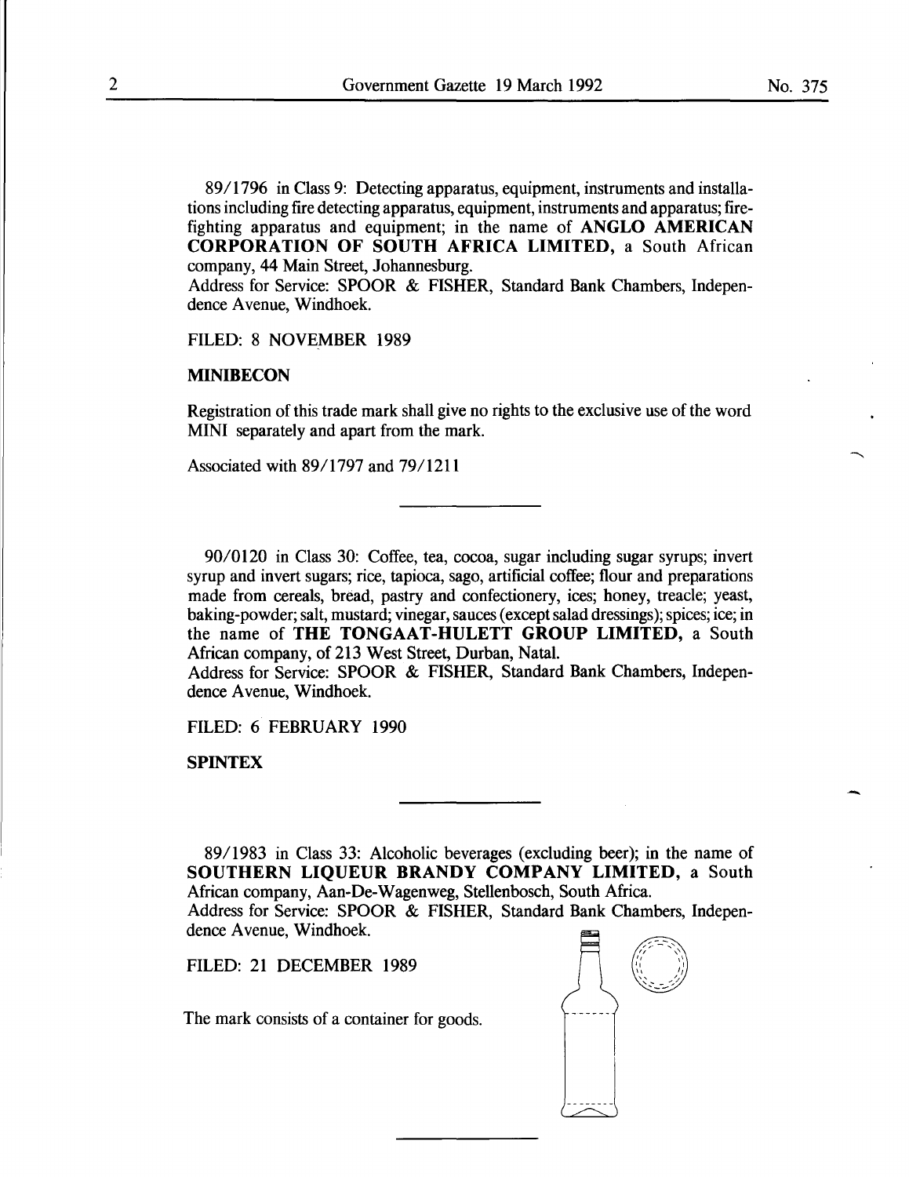89/1796 in Class 9: Detecting apparatus, equipment, instruments and installations including fire detecting apparatus, equipment, instruments and apparatus; fire-fighting apparatus and equipment; in the name of **ANGLO AMERICAN CORPORATION OF SOUTH AFRICA LIMITED,** a South African company, 44 Main Street, Johannesburg.
Address for Service: SPOOR & FISHER, Standard Bank Chambers, Independence Avenue, Windhoek.

FILED: 8 NOVEMBER 1989

**MINIBECON**

Registration of this trade mark shall give no rights to the exclusive use of the word MINI separately and apart from the mark.

Associated with 89/1797 and 79/1211

---

90/0120 in Class 30: Coffee, tea, cocoa, sugar including sugar syrups; invert syrup and invert sugars; rice, tapioca, sago, artificial coffee; flour and preparations made from cereals, bread, pastry and confectionery, ices; honey, treacle; yeast, baking-powder; salt, mustard; vinegar, sauces (except salad dressings); spices; ice; in the name of **THE TONGAAT-HULETT GROUP LIMITED,** a South African company, of 213 West Street, Durban, Natal.
Address for Service: SPOOR & FISHER, Standard Bank Chambers, Independence Avenue, Windhoek.

FILED: 6 FEBRUARY 1990

**SPINTEX**

---

89/1983 in Class 33: Alcoholic beverages (excluding beer); in the name of **SOUTHERN LIQUEUR BRANDY COMPANY LIMITED,** a South African company, Aan-De-Wagenweg, Stellenbosch, South Africa.
Address for Service: SPOOR & FISHER, Standard Bank Chambers, Independence Avenue, Windhoek.

FILED: 21 DECEMBER 1989

The mark consists of a container for goods.

---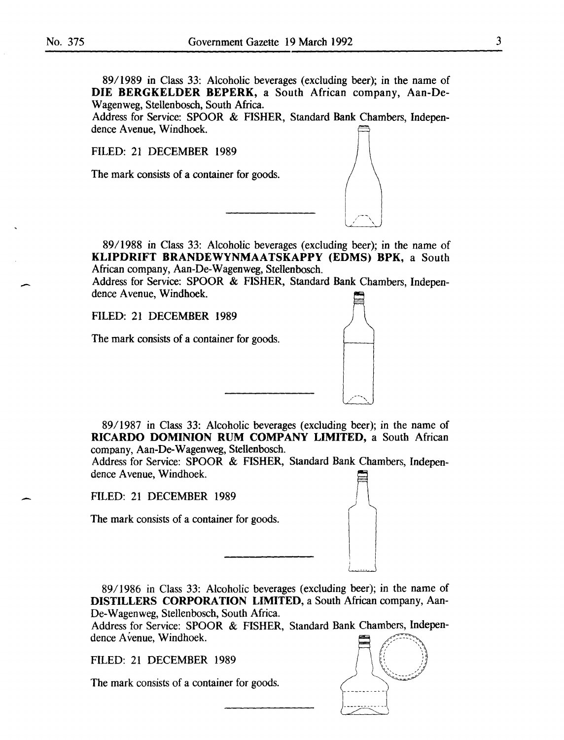89/1989 in Class 33: Alcoholic beverages (excluding beer); in the name of **DIE BERGKELDER BEPERK,** a South African company, Aan-De-Wagenweg, Stellenbosch, South Africa.
Address for Service: SPOOR & FISHER, Standard Bank Chambers, Independence Avenue, Windhoek.

FILED: 21 DECEMBER 1989

The mark consists of a container for goods.

---

89/1988 in Class 33: Alcoholic beverages (excluding beer); in the name of **KLIPDRIFT BRANDEWYNMAATSKAPPY (EDMS) BPK,** a South African company, Aan-De-Wagenweg, Stellenbosch.
Address for Service: SPOOR & FISHER, Standard Bank Chambers, Independence Avenue, Windhoek.

FILED: 21 DECEMBER 1989

The mark consists of a container for goods.

---

89/1987 in Class 33: Alcoholic beverages (excluding beer); in the name of **RICARDO DOMINION RUM COMPANY LIMITED,** a South African company, Aan-De-Wagenweg, Stellenbosch.
Address for Service: SPOOR & FISHER, Standard Bank Chambers, Independence Avenue, Windhoek.

FILED: 21 DECEMBER 1989

The mark consists of a container for goods.

---

89/1986 in Class 33: Alcoholic beverages (excluding beer); in the name of **DISTILLERS CORPORATION LIMITED,** a South African company, Aan-De-Wagenweg, Stellenbosch, South Africa.
Address for Service: SPOOR & FISHER, Standard Bank Chambers, Independence Avenue, Windhoek.

FILED: 21 DECEMBER 1989

The mark consists of a container for goods.

---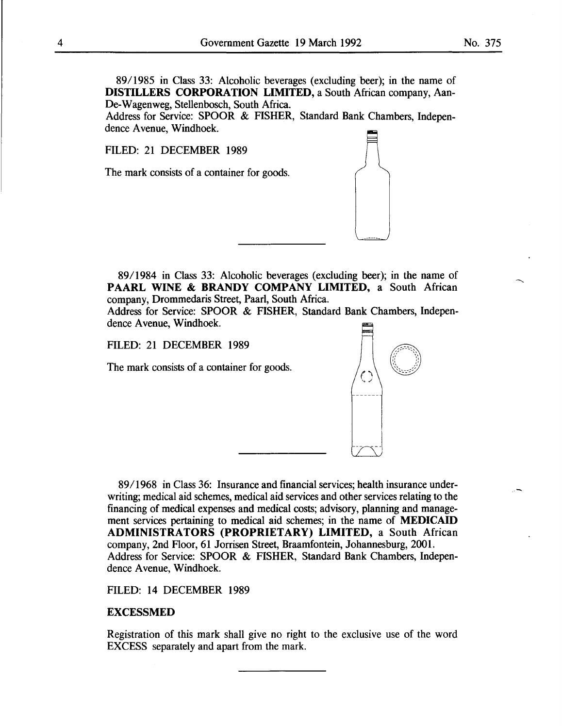89/1985 in Class 33: Alcoholic beverages (excluding beer); in the name of **DISTILLERS CORPORATION LIMITED,** a South African company, Aan-De-Wagenweg, Stellenbosch, South Africa.
Address for Service: SPOOR & FISHER, Standard Bank Chambers, Independence Avenue, Windhoek.

FILED: 21 DECEMBER 1989

The mark consists of a container for goods.

---

89/1984 in Class 33: Alcoholic beverages (excluding beer); in the name of **PAARL WINE & BRANDY COMPANY LIMITED,** a South African company, Drommedaris Street, Paarl, South Africa.
Address for Service: SPOOR & FISHER, Standard Bank Chambers, Independence Avenue, Windhoek.

FILED: 21 DECEMBER 1989

The mark consists of a container for goods.

---

89/1968 in Class 36: Insurance and financial services; health insurance underwriting; medical aid schemes, medical aid services and other services relating to the financing of medical expenses and medical costs; advisory, planning and management services pertaining to medical aid schemes; in the name of **MEDICAID ADMINISTRATORS (PROPRIETARY) LIMITED,** a South African company, 2nd Floor, 61 Jorrisen Street, Braamfontein, Johannesburg, 2001.
Address for Service: SPOOR & FISHER, Standard Bank Chambers, Independence Avenue, Windhoek.

FILED: 14 DECEMBER 1989

**EXCESSMED**

Registration of this mark shall give no right to the exclusive use of the word EXCESS separately and apart from the mark.

---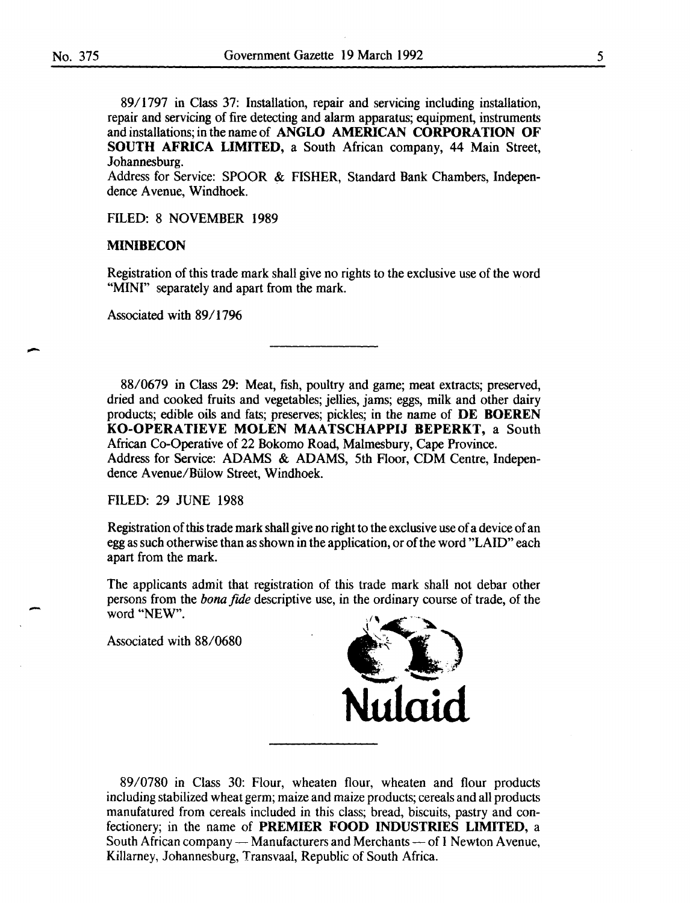89/1797 in Class 37: Installation, repair and servicing including installation, repair and servicing of fire detecting and alarm apparatus; equipment, instruments and installations; in the name of **ANGLO AMERICAN CORPORATION OF SOUTH AFRICA LIMITED,** a South African company, 44 Main Street, Johannesburg.
Address for Service: SPOOR & FISHER, Standard Bank Chambers, Independence Avenue, Windhoek.

FILED: 8 NOVEMBER 1989

**MINIBECON**

Registration of this trade mark shall give no rights to the exclusive use of the word "MINI" separately and apart from the mark.

Associated with 89/1796

---

88/0679 in Class 29: Meat, fish, poultry and game; meat extracts; preserved, dried and cooked fruits and vegetables; jellies, jams; eggs, milk and other dairy products; edible oils and fats; preserves; pickles; in the name of **DE BOEREN KO-OPERATIEVE MOLEN MAATSCHAPPIJ BEPERKT,** a South African Co-Operative of 22 Bokomo Road, Malmesbury, Cape Province.
Address for Service: ADAMS & ADAMS, 5th Floor, CDM Centre, Independence Avenue/Bülow Street, Windhoek.

FILED: 29 JUNE 1988

Registration of this trade mark shall give no right to the exclusive use of a device of an egg as such otherwise than as shown in the application, or of the word "LAID" each apart from the mark.

The applicants admit that registration of this trade mark shall not debar other persons from the *bona fide* descriptive use, in the ordinary course of trade, of the word "NEW".

Associated with 88/0680

**Nulaid**

---

89/0780 in Class 30: Flour, wheaten flour, wheaten and flour products including stabilized wheat germ; maize and maize products; cereals and all products manufatured from cereals included in this class; bread, biscuits, pastry and confectionery; in the name of **PREMIER FOOD INDUSTRIES LIMITED,** a South African company — Manufacturers and Merchants — of 1 Newton Avenue, Killarney, Johannesburg, Transvaal, Republic of South Africa.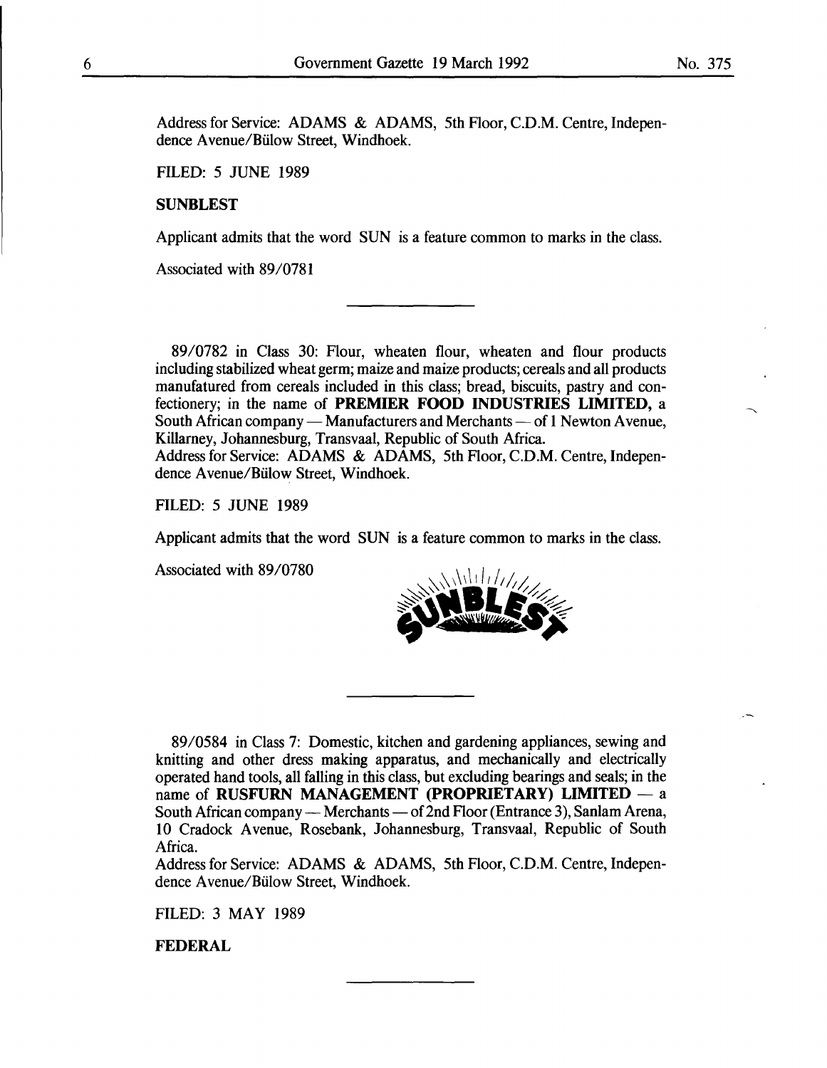Address for Service: ADAMS & ADAMS, 5th Floor, C.D.M. Centre, Independence Avenue/Bülow Street, Windhoek.

FILED: 5 JUNE 1989

**SUNBLEST**

Applicant admits that the word SUN is a feature common to marks in the class.

Associated with 89/0781

---

89/0782 in Class 30: Flour, wheaten flour, wheaten and flour products including stabilized wheat germ; maize and maize products; cereals and all products manufatured from cereals included in this class; bread, biscuits, pastry and confectionery; in the name of **PREMIER FOOD INDUSTRIES LIMITED,** a South African company — Manufacturers and Merchants — of 1 Newton Avenue, Killarney, Johannesburg, Transvaal, Republic of South Africa.
Address for Service: ADAMS & ADAMS, 5th Floor, C.D.M. Centre, Independence Avenue/Bülow Street, Windhoek.

FILED: 5 JUNE 1989

Applicant admits that the word SUN is a feature common to marks in the class.

Associated with 89/0780

---

89/0584 in Class 7: Domestic, kitchen and gardening appliances, sewing and knitting and other dress making apparatus, and mechanically and electrically operated hand tools, all falling in this class, but excluding bearings and seals; in the name of **RUSFURN MANAGEMENT (PROPRIETARY) LIMITED** — a South African company — Merchants — of 2nd Floor (Entrance 3), Sanlam Arena, 10 Cradock Avenue, Rosebank, Johannesburg, Transvaal, Republic of South Africa.
Address for Service: ADAMS & ADAMS, 5th Floor, C.D.M. Centre, Independence Avenue/Bülow Street, Windhoek.

FILED: 3 MAY 1989

**FEDERAL**

---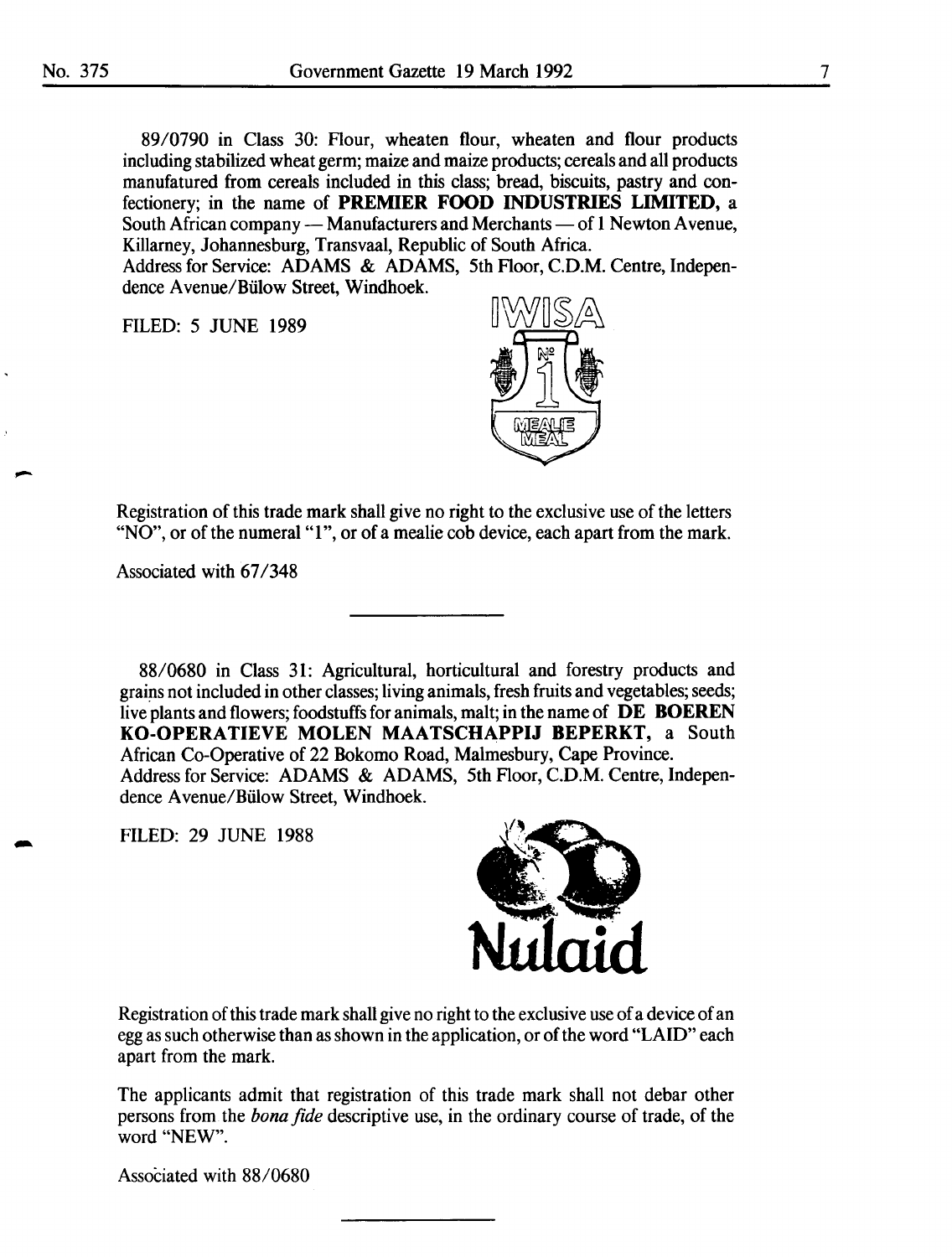89/0790 in Class 30: Flour, wheaten flour, wheaten and flour products including stabilized wheat germ; maize and maize products; cereals and all products manufatured from cereals included in this class; bread, biscuits, pastry and confectionery; in the name of **PREMIER FOOD INDUSTRIES LIMITED,** a South African company — Manufacturers and Merchants — of 1 Newton Avenue, Killarney, Johannesburg, Transvaal, Republic of South Africa.
Address for Service: ADAMS & ADAMS, 5th Floor, C.D.M. Centre, Independence Avenue/Bülow Street, Windhoek.

FILED: 5 JUNE 1989

IWISA

Nº 1

MEALIE MEAL

Registration of this trade mark shall give no right to the exclusive use of the letters "NO", or of the numeral "1", or of a mealie cob device, each apart from the mark.

Associated with 67/348

---

88/0680 in Class 31: Agricultural, horticultural and forestry products and grains not included in other classes; living animals, fresh fruits and vegetables; seeds; live plants and flowers; foodstuffs for animals, malt; in the name of **DE BOEREN KO-OPERATIEVE MOLEN MAATSCHAPPIJ BEPERKT,** a South African Co-Operative of 22 Bokomo Road, Malmesbury, Cape Province.
Address for Service: ADAMS & ADAMS, 5th Floor, C.D.M. Centre, Independence Avenue/Bülow Street, Windhoek.

FILED: 29 JUNE 1988

Nulaid

Registration of this trade mark shall give no right to the exclusive use of a device of an egg as such otherwise than as shown in the application, or of the word "LAID" each apart from the mark.

The applicants admit that registration of this trade mark shall not debar other persons from the *bona fide* descriptive use, in the ordinary course of trade, of the word "NEW".

Associated with 88/0680

---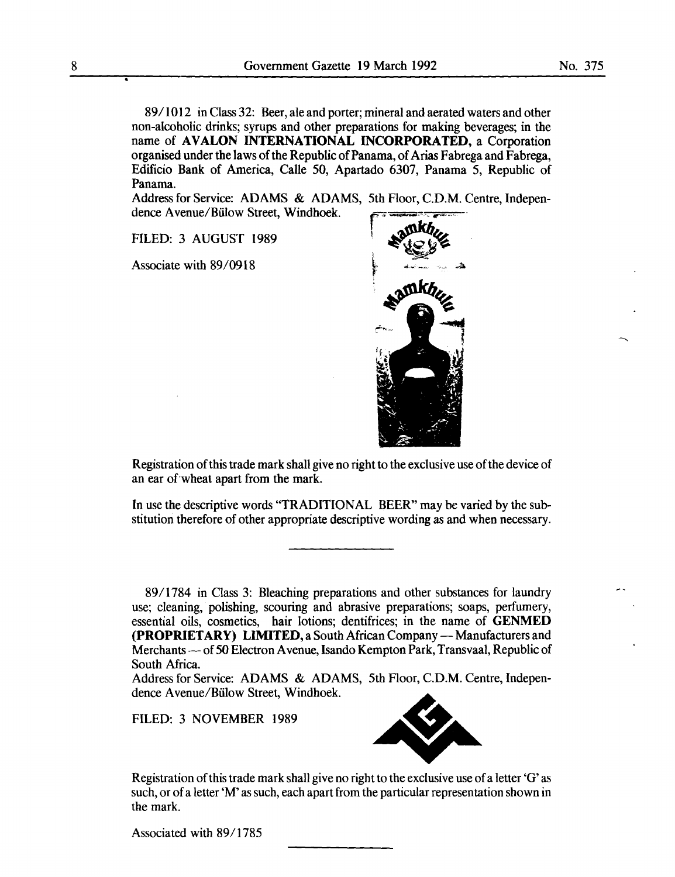89/1012 in Class 32: Beer, ale and porter; mineral and aerated waters and other non-alcoholic drinks; syrups and other preparations for making beverages; in the name of **AVALON INTERNATIONAL INCORPORATED**, a Corporation organised under the laws of the Republic of Panama, of Arias Fabrega and Fabrega, Edificio Bank of America, Calle 50, Apartado 6307, Panama 5, Republic of Panama.

Address for Service: ADAMS & ADAMS, 5th Floor, C.D.M. Centre, Independence Avenue/Bülow Street, Windhoek.

FILED: 3 AUGUST 1989

Associate with 89/0918

Registration of this trade mark shall give no right to the exclusive use of the device of an ear of wheat apart from the mark.

In use the descriptive words "TRADITIONAL BEER" may be varied by the substitution therefore of other appropriate descriptive wording as and when necessary.

---

89/1784 in Class 3: Bleaching preparations and other substances for laundry use; cleaning, polishing, scouring and abrasive preparations; soaps, perfumery, essential oils, cosmetics, hair lotions; dentifrices; in the name of **GENMED (PROPRIETARY) LIMITED**, a South African Company — Manufacturers and Merchants — of 50 Electron Avenue, Isando Kempton Park, Transvaal, Republic of South Africa.

Address for Service: ADAMS & ADAMS, 5th Floor, C.D.M. Centre, Independence Avenue/Bülow Street, Windhoek.

FILED: 3 NOVEMBER 1989

Registration of this trade mark shall give no right to the exclusive use of a letter 'G' as such, or of a letter 'M' as such, each apart from the particular representation shown in the mark.

Associated with 89/1785

---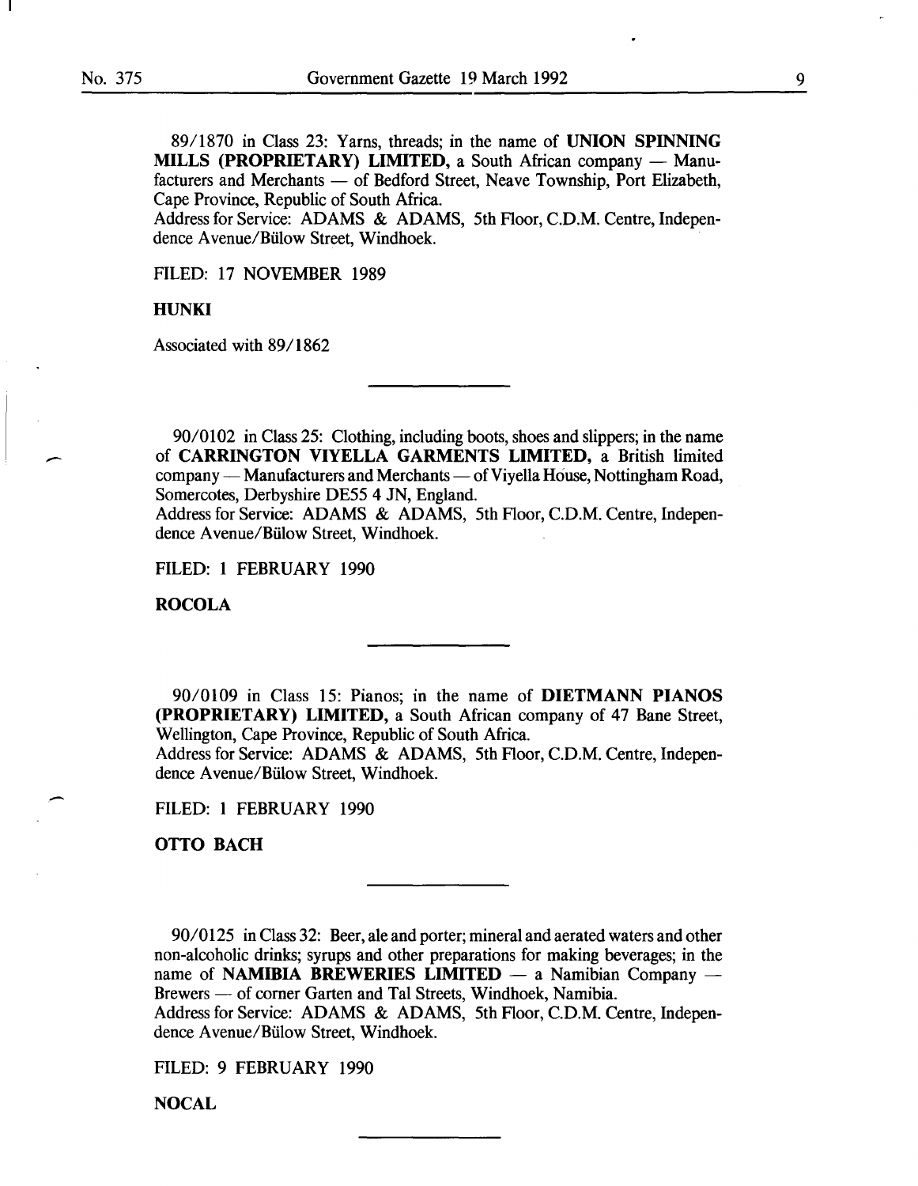89/1870 in Class 23: Yarns, threads; in the name of **UNION SPINNING MILLS (PROPRIETARY) LIMITED,** a South African company — Manufacturers and Merchants — of Bedford Street, Neave Township, Port Elizabeth, Cape Province, Republic of South Africa.
Address for Service: ADAMS & ADAMS, 5th Floor, C.D.M. Centre, Independence Avenue/Bülow Street, Windhoek.

FILED: 17 NOVEMBER 1989

**HUNKI**

Associated with 89/1862

---

90/0102 in Class 25: Clothing, including boots, shoes and slippers; in the name of **CARRINGTON VIYELLA GARMENTS LIMITED,** a British limited company — Manufacturers and Merchants — of Viyella House, Nottingham Road, Somercotes, Derbyshire DE55 4 JN, England.
Address for Service: ADAMS & ADAMS, 5th Floor, C.D.M. Centre, Independence Avenue/Bülow Street, Windhoek.

FILED: 1 FEBRUARY 1990

**ROCOLA**

---

90/0109 in Class 15: Pianos; in the name of **DIETMANN PIANOS (PROPRIETARY) LIMITED,** a South African company of 47 Bane Street, Wellington, Cape Province, Republic of South Africa.
Address for Service: ADAMS & ADAMS, 5th Floor, C.D.M. Centre, Independence Avenue/Bülow Street, Windhoek.

FILED: 1 FEBRUARY 1990

**OTTO BACH**

---

90/0125 in Class 32: Beer, ale and porter; mineral and aerated waters and other non-alcoholic drinks; syrups and other preparations for making beverages; in the name of **NAMIBIA BREWERIES LIMITED** — a Namibian Company — Brewers — of corner Garten and Tal Streets, Windhoek, Namibia.
Address for Service: ADAMS & ADAMS, 5th Floor, C.D.M. Centre, Independence Avenue/Bülow Street, Windhoek.

FILED: 9 FEBRUARY 1990

**NOCAL**

---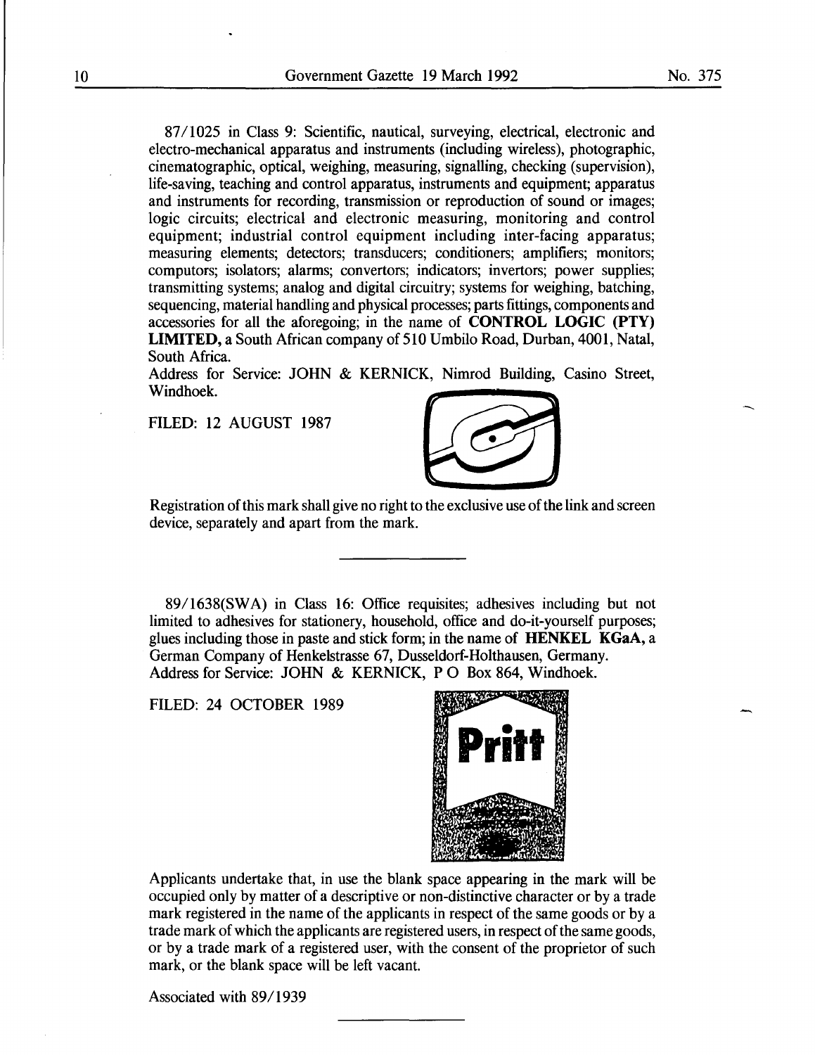87/1025 in Class 9: Scientific, nautical, surveying, electrical, electronic and electro-mechanical apparatus and instruments (including wireless), photographic, cinematographic, optical, weighing, measuring, signalling, checking (supervision), life-saving, teaching and control apparatus, instruments and equipment; apparatus and instruments for recording, transmission or reproduction of sound or images; logic circuits; electrical and electronic measuring, monitoring and control equipment; industrial control equipment including inter-facing apparatus; measuring elements; detectors; transducers; conditioners; amplifiers; monitors; computors; isolators; alarms; convertors; indicators; invertors; power supplies; transmitting systems; analog and digital circuitry; systems for weighing, batching, sequencing, material handling and physical processes; parts fittings, components and accessories for all the aforegoing; in the name of **CONTROL LOGIC (PTY) LIMITED,** a South African company of 510 Umbilo Road, Durban, 4001, Natal, South Africa.
Address for Service: JOHN & KERNICK, Nimrod Building, Casino Street, Windhoek.

FILED: 12 AUGUST 1987

Registration of this mark shall give no right to the exclusive use of the link and screen device, separately and apart from the mark.

---

89/1638(SWA) in Class 16: Office requisites; adhesives including but not limited to adhesives for stationery, household, office and do-it-yourself purposes; glues including those in paste and stick form; in the name of **HENKEL KGaA,** a German Company of Henkelstrasse 67, Dusseldorf-Holthausen, Germany.
Address for Service: JOHN & KERNICK, P O Box 864, Windhoek.

FILED: 24 OCTOBER 1989

Applicants undertake that, in use the blank space appearing in the mark will be occupied only by matter of a descriptive or non-distinctive character or by a trade mark registered in the name of the applicants in respect of the same goods or by a trade mark of which the applicants are registered users, in respect of the same goods, or by a trade mark of a registered user, with the consent of the proprietor of such mark, or the blank space will be left vacant.

Associated with 89/1939

---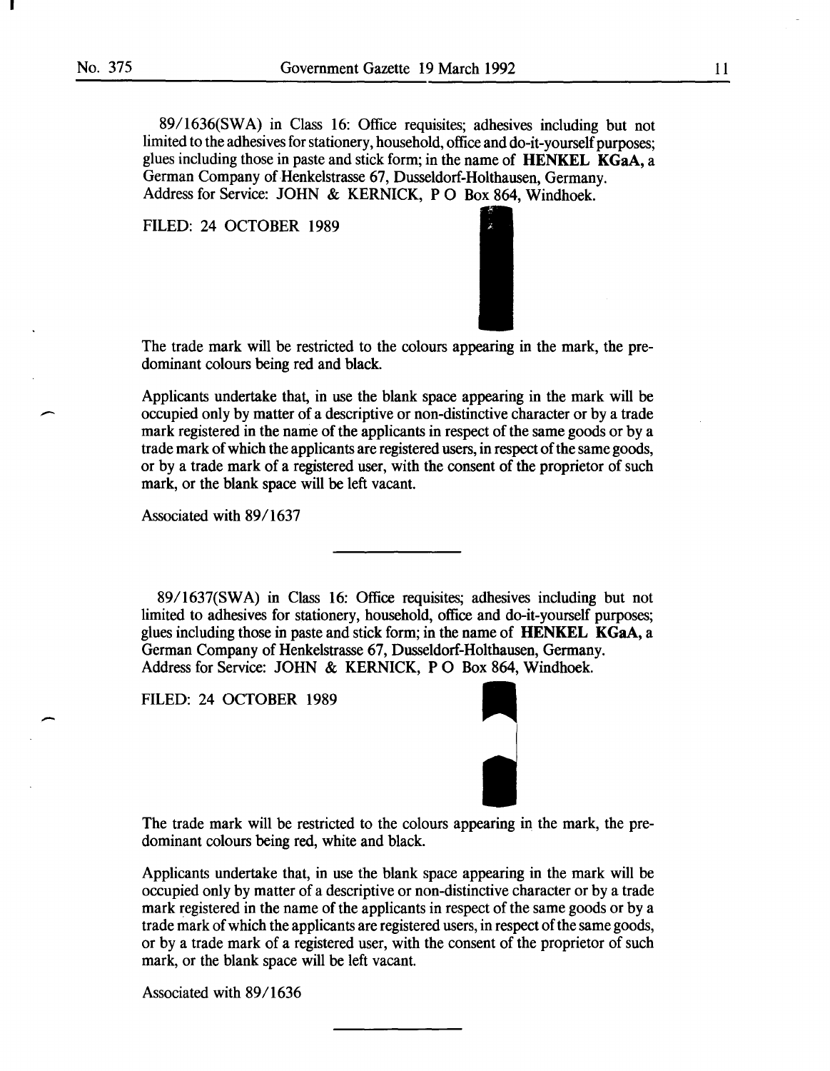89/1636(SWA) in Class 16: Office requisites; adhesives including but not limited to the adhesives for stationery, household, office and do-it-yourself purposes; glues including those in paste and stick form; in the name of **HENKEL KGaA,** a German Company of Henkelstrasse 67, Dusseldorf-Holthausen, Germany. Address for Service: JOHN & KERNICK, P O Box 864, Windhoek.

FILED: 24 OCTOBER 1989

The trade mark will be restricted to the colours appearing in the mark, the predominant colours being red and black.

Applicants undertake that, in use the blank space appearing in the mark will be occupied only by matter of a descriptive or non-distinctive character or by a trade mark registered in the name of the applicants in respect of the same goods or by a trade mark of which the applicants are registered users, in respect of the same goods, or by a trade mark of a registered user, with the consent of the proprietor of such mark, or the blank space will be left vacant.

Associated with 89/1637

---

89/1637(SWA) in Class 16: Office requisites; adhesives including but not limited to adhesives for stationery, household, office and do-it-yourself purposes; glues including those in paste and stick form; in the name of **HENKEL KGaA,** a German Company of Henkelstrasse 67, Dusseldorf-Holthausen, Germany. Address for Service: JOHN & KERNICK, P O Box 864, Windhoek.

FILED: 24 OCTOBER 1989

The trade mark will be restricted to the colours appearing in the mark, the predominant colours being red, white and black.

Applicants undertake that, in use the blank space appearing in the mark will be occupied only by matter of a descriptive or non-distinctive character or by a trade mark registered in the name of the applicants in respect of the same goods or by a trade mark of which the applicants are registered users, in respect of the same goods, or by a trade mark of a registered user, with the consent of the proprietor of such mark, or the blank space will be left vacant.

Associated with 89/1636

---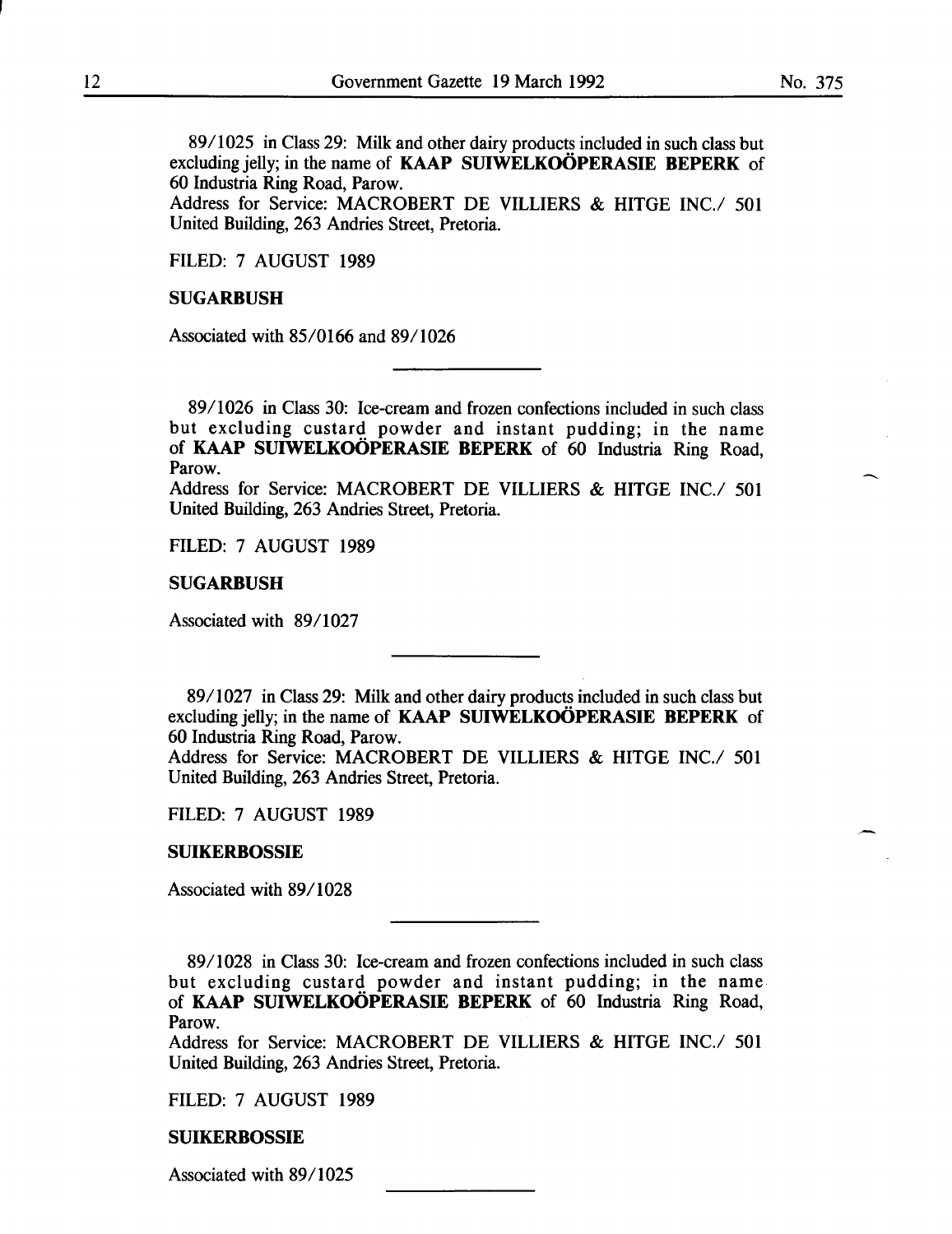89/1025 in Class 29: Milk and other dairy products included in such class but excluding jelly; in the name of **KAAP SUIWELKOÖPERASIE BEPERK** of 60 Industria Ring Road, Parow.
Address for Service: MACROBERT DE VILLIERS & HITGE INC./ 501 United Building, 263 Andries Street, Pretoria.

FILED: 7 AUGUST 1989

**SUGARBUSH**

Associated with 85/0166 and 89/1026

---

89/1026 in Class 30: Ice-cream and frozen confections included in such class but excluding custard powder and instant pudding; in the name of **KAAP SUIWELKOÖPERASIE BEPERK** of 60 Industria Ring Road, Parow.
Address for Service: MACROBERT DE VILLIERS & HITGE INC./ 501 United Building, 263 Andries Street, Pretoria.

FILED: 7 AUGUST 1989

**SUGARBUSH**

Associated with 89/1027

---

89/1027 in Class 29: Milk and other dairy products included in such class but excluding jelly; in the name of **KAAP SUIWELKOÖPERASIE BEPERK** of 60 Industria Ring Road, Parow.
Address for Service: MACROBERT DE VILLIERS & HITGE INC./ 501 United Building, 263 Andries Street, Pretoria.

FILED: 7 AUGUST 1989

**SUIKERBOSSIE**

Associated with 89/1028

---

89/1028 in Class 30: Ice-cream and frozen confections included in such class but excluding custard powder and instant pudding; in the name of **KAAP SUIWELKOÖPERASIE BEPERK** of 60 Industria Ring Road, Parow.
Address for Service: MACROBERT DE VILLIERS & HITGE INC./ 501 United Building, 263 Andries Street, Pretoria.

FILED: 7 AUGUST 1989

**SUIKERBOSSIE**

Associated with 89/1025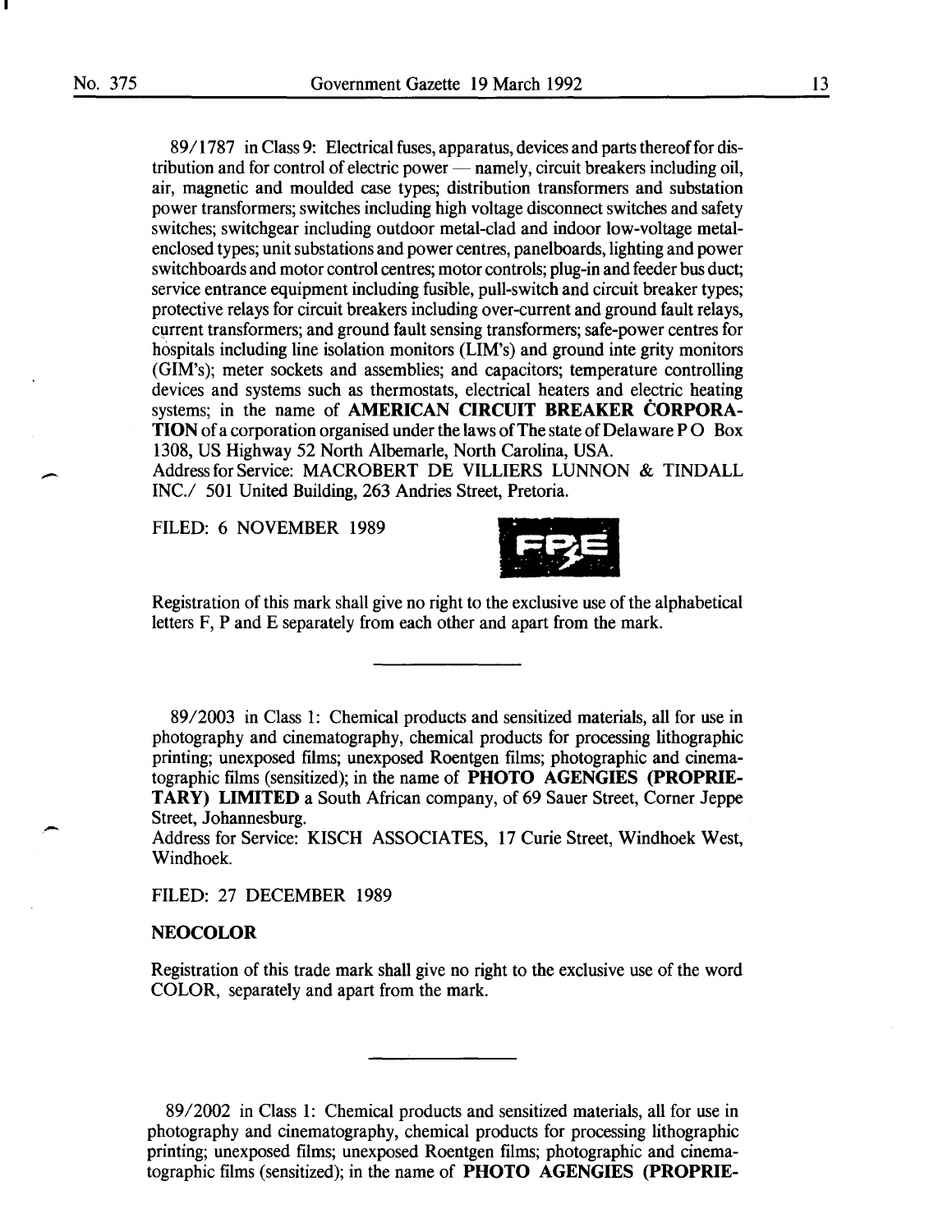89/1787 in Class 9: Electrical fuses, apparatus, devices and parts thereof for distribution and for control of electric power — namely, circuit breakers including oil, air, magnetic and moulded case types; distribution transformers and substation power transformers; switches including high voltage disconnect switches and safety switches; switchgear including outdoor metal-clad and indoor low-voltage metal-enclosed types; unit substations and power centres, panelboards, lighting and power switchboards and motor control centres; motor controls; plug-in and feeder bus duct; service entrance equipment including fusible, pull-switch and circuit breaker types; protective relays for circuit breakers including over-current and ground fault relays, current transformers; and ground fault sensing transformers; safe-power centres for hospitals including line isolation monitors (LIM's) and ground inte grity monitors (GIM's); meter sockets and assemblies; and capacitors; temperature controlling devices and systems such as thermostats, electrical heaters and electric heating systems; in the name of **AMERICAN CIRCUIT BREAKER CORPORATION** of a corporation organised under the laws of The state of Delaware P O Box 1308, US Highway 52 North Albemarle, North Carolina, USA.
Address for Service: MACROBERT DE VILLIERS LUNNON & TINDALL INC./ 501 United Building, 263 Andries Street, Pretoria.

FILED: 6 NOVEMBER 1989

FPE

Registration of this mark shall give no right to the exclusive use of the alphabetical letters F, P and E separately from each other and apart from the mark.

---

89/2003 in Class 1: Chemical products and sensitized materials, all for use in photography and cinematography, chemical products for processing lithographic printing; unexposed films; unexposed Roentgen films; photographic and cinematographic films (sensitized); in the name of **PHOTO AGENGIES (PROPRIETARY) LIMITED** a South African company, of 69 Sauer Street, Corner Jeppe Street, Johannesburg.
Address for Service: KISCH ASSOCIATES, 17 Curie Street, Windhoek West, Windhoek.

FILED: 27 DECEMBER 1989

**NEOCOLOR**

Registration of this trade mark shall give no right to the exclusive use of the word COLOR, separately and apart from the mark.

---

89/2002 in Class 1: Chemical products and sensitized materials, all for use in photography and cinematography, chemical products for processing lithographic printing; unexposed films; unexposed Roentgen films; photographic and cinematographic films (sensitized); in the name of **PHOTO AGENGIES (PROPRIE-**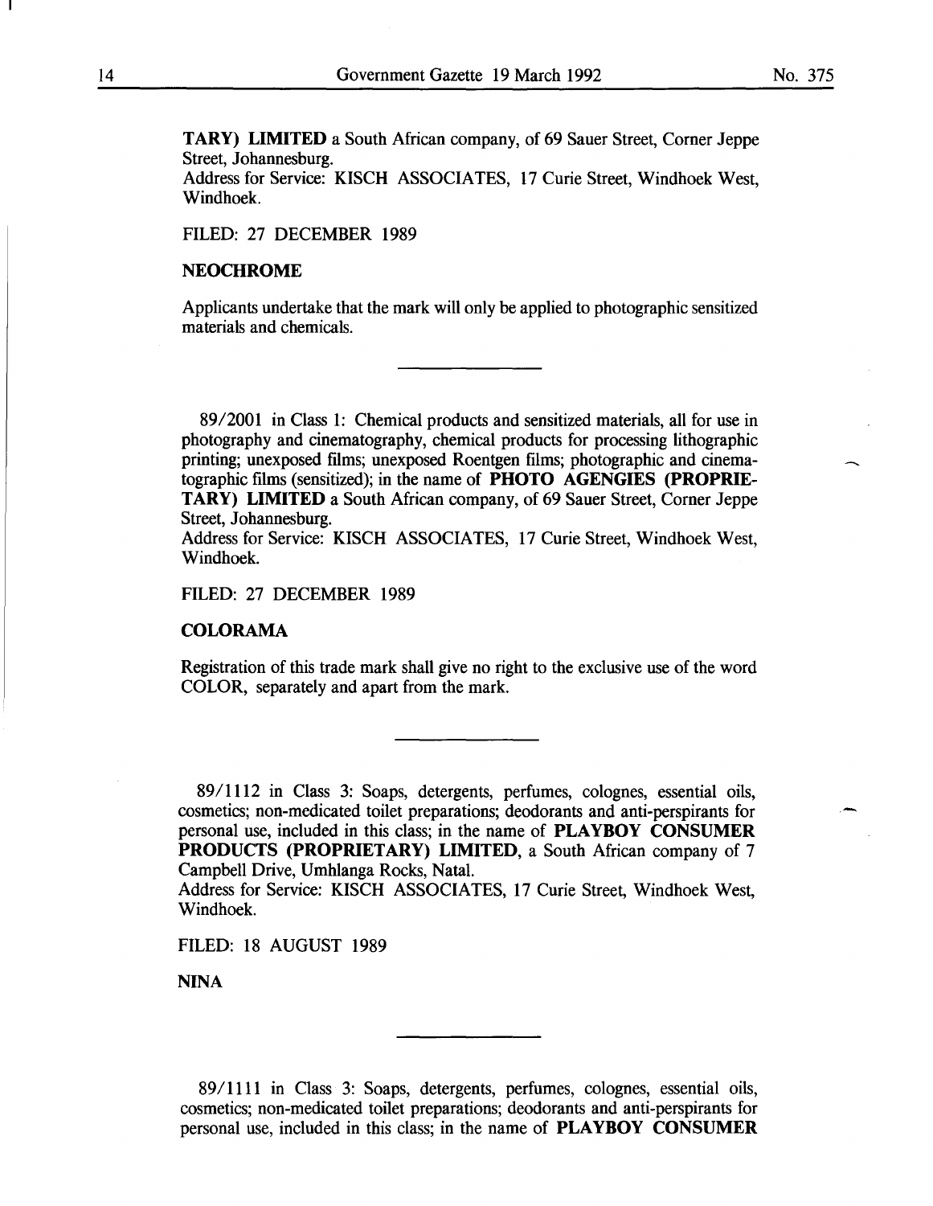**TARY) LIMITED** a South African company, of 69 Sauer Street, Corner Jeppe Street, Johannesburg.
Address for Service: KISCH ASSOCIATES, 17 Curie Street, Windhoek West, Windhoek.

FILED: 27 DECEMBER 1989

**NEOCHROME**

Applicants undertake that the mark will only be applied to photographic sensitized materials and chemicals.

---

89/2001 in Class 1: Chemical products and sensitized materials, all for use in photography and cinematography, chemical products for processing lithographic printing; unexposed films; unexposed Roentgen films; photographic and cinematographic films (sensitized); in the name of **PHOTO AGENGIES (PROPRIETARY) LIMITED** a South African company, of 69 Sauer Street, Corner Jeppe Street, Johannesburg.
Address for Service: KISCH ASSOCIATES, 17 Curie Street, Windhoek West, Windhoek.

FILED: 27 DECEMBER 1989

**COLORAMA**

Registration of this trade mark shall give no right to the exclusive use of the word COLOR, separately and apart from the mark.

---

89/1112 in Class 3: Soaps, detergents, perfumes, colognes, essential oils, cosmetics; non-medicated toilet preparations; deodorants and anti-perspirants for personal use, included in this class; in the name of **PLAYBOY CONSUMER PRODUCTS (PROPRIETARY) LIMITED**, a South African company of 7 Campbell Drive, Umhlanga Rocks, Natal.
Address for Service: KISCH ASSOCIATES, 17 Curie Street, Windhoek West, Windhoek.

FILED: 18 AUGUST 1989

**NINA**

---

89/1111 in Class 3: Soaps, detergents, perfumes, colognes, essential oils, cosmetics; non-medicated toilet preparations; deodorants and anti-perspirants for personal use, included in this class; in the name of **PLAYBOY CONSUMER**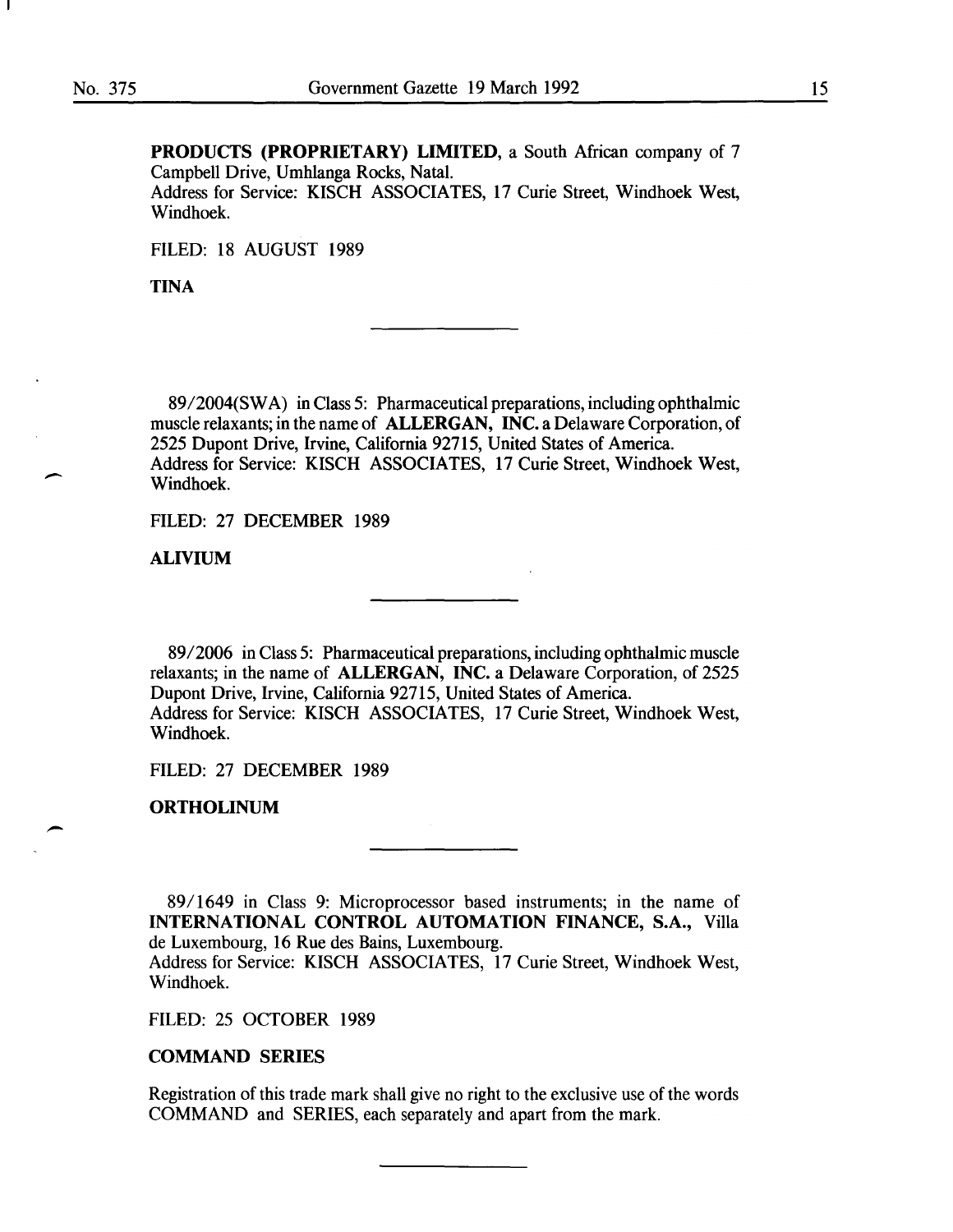**PRODUCTS (PROPRIETARY) LIMITED**, a South African company of 7 Campbell Drive, Umhlanga Rocks, Natal.
Address for Service: KISCH ASSOCIATES, 17 Curie Street, Windhoek West, Windhoek.

FILED: 18 AUGUST 1989

**TINA**

---

89/2004(SWA) in Class 5: Pharmaceutical preparations, including ophthalmic muscle relaxants; in the name of **ALLERGAN, INC.** a Delaware Corporation, of 2525 Dupont Drive, Irvine, California 92715, United States of America.
Address for Service: KISCH ASSOCIATES, 17 Curie Street, Windhoek West, Windhoek.

FILED: 27 DECEMBER 1989

**ALIVIUM**

---

89/2006 in Class 5: Pharmaceutical preparations, including ophthalmic muscle relaxants; in the name of **ALLERGAN, INC.** a Delaware Corporation, of 2525 Dupont Drive, Irvine, California 92715, United States of America.
Address for Service: KISCH ASSOCIATES, 17 Curie Street, Windhoek West, Windhoek.

FILED: 27 DECEMBER 1989

**ORTHOLINUM**

---

89/1649 in Class 9: Microprocessor based instruments; in the name of **INTERNATIONAL CONTROL AUTOMATION FINANCE, S.A.,** Villa de Luxembourg, 16 Rue des Bains, Luxembourg.
Address for Service: KISCH ASSOCIATES, 17 Curie Street, Windhoek West, Windhoek.

FILED: 25 OCTOBER 1989

**COMMAND SERIES**

Registration of this trade mark shall give no right to the exclusive use of the words COMMAND and SERIES, each separately and apart from the mark.

---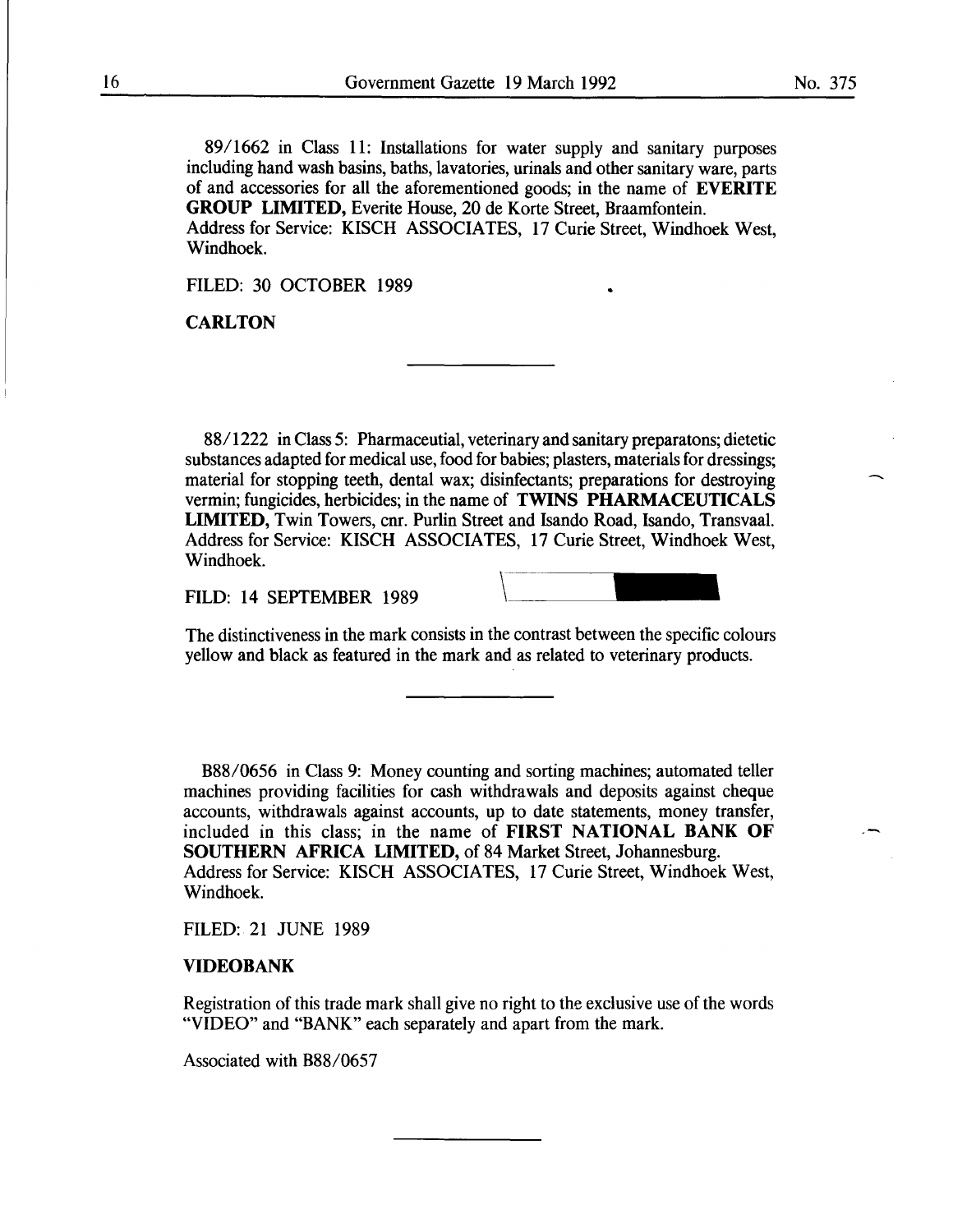89/1662 in Class 11: Installations for water supply and sanitary purposes including hand wash basins, baths, lavatories, urinals and other sanitary ware, parts of and accessories for all the aforementioned goods; in the name of **EVERITE GROUP LIMITED,** Everite House, 20 de Korte Street, Braamfontein.
Address for Service: KISCH ASSOCIATES, 17 Curie Street, Windhoek West, Windhoek.

FILED: 30 OCTOBER 1989

**CARLTON**

---

88/1222 in Class 5: Pharmaceutial, veterinary and sanitary preparatons; dietetic substances adapted for medical use, food for babies; plasters, materials for dressings; material for stopping teeth, dental wax; disinfectants; preparations for destroying vermin; fungicides, herbicides; in the name of **TWINS PHARMACEUTICALS LIMITED,** Twin Towers, cnr. Purlin Street and Isando Road, Isando, Transvaal.
Address for Service: KISCH ASSOCIATES, 17 Curie Street, Windhoek West, Windhoek.

FILD: 14 SEPTEMBER 1989

The distinctiveness in the mark consists in the contrast between the specific colours yellow and black as featured in the mark and as related to veterinary products.

---

B88/0656 in Class 9: Money counting and sorting machines; automated teller machines providing facilities for cash withdrawals and deposits against cheque accounts, withdrawals against accounts, up to date statements, money transfer, included in this class; in the name of **FIRST NATIONAL BANK OF SOUTHERN AFRICA LIMITED,** of 84 Market Street, Johannesburg.
Address for Service: KISCH ASSOCIATES, 17 Curie Street, Windhoek West, Windhoek.

FILED: 21 JUNE 1989

**VIDEOBANK**

Registration of this trade mark shall give no right to the exclusive use of the words "VIDEO" and "BANK" each separately and apart from the mark.

Associated with B88/0657

---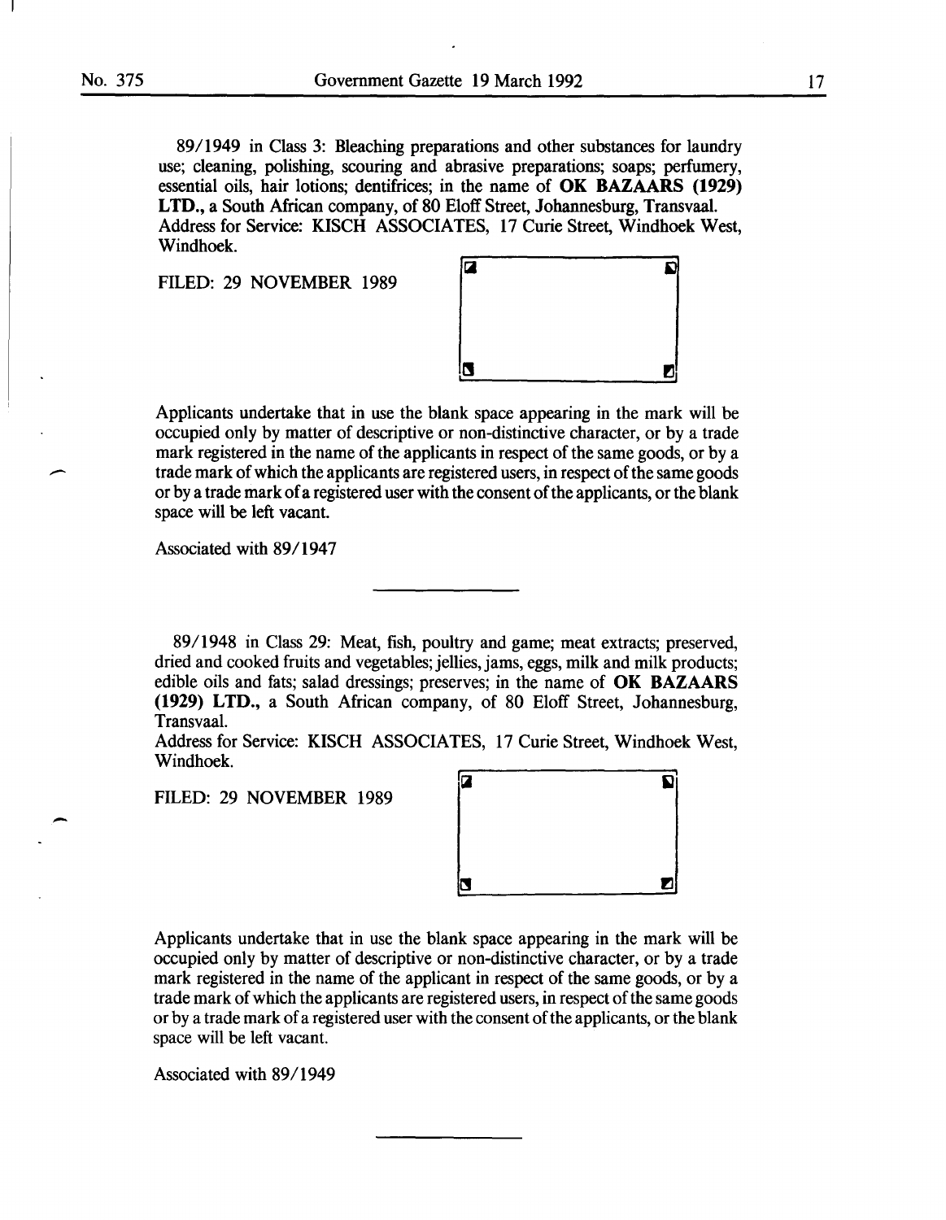89/1949 in Class 3: Bleaching preparations and other substances for laundry use; cleaning, polishing, scouring and abrasive preparations; soaps; perfumery, essential oils, hair lotions; dentifrices; in the name of **OK BAZAARS (1929) LTD.**, a South African company, of 80 Eloff Street, Johannesburg, Transvaal. Address for Service: KISCH ASSOCIATES, 17 Curie Street, Windhoek West, Windhoek.

FILED: 29 NOVEMBER 1989

Applicants undertake that in use the blank space appearing in the mark will be occupied only by matter of descriptive or non-distinctive character, or by a trade mark registered in the name of the applicants in respect of the same goods, or by a trade mark of which the applicants are registered users, in respect of the same goods or by a trade mark of a registered user with the consent of the applicants, or the blank space will be left vacant.

Associated with 89/1947

---

89/1948 in Class 29: Meat, fish, poultry and game; meat extracts; preserved, dried and cooked fruits and vegetables; jellies, jams, eggs, milk and milk products; edible oils and fats; salad dressings; preserves; in the name of **OK BAZAARS (1929) LTD.**, a South African company, of 80 Eloff Street, Johannesburg, Transvaal.
Address for Service: KISCH ASSOCIATES, 17 Curie Street, Windhoek West, Windhoek.

FILED: 29 NOVEMBER 1989

Applicants undertake that in use the blank space appearing in the mark will be occupied only by matter of descriptive or non-distinctive character, or by a trade mark registered in the name of the applicant in respect of the same goods, or by a trade mark of which the applicants are registered users, in respect of the same goods or by a trade mark of a registered user with the consent of the applicants, or the blank space will be left vacant.

Associated with 89/1949

---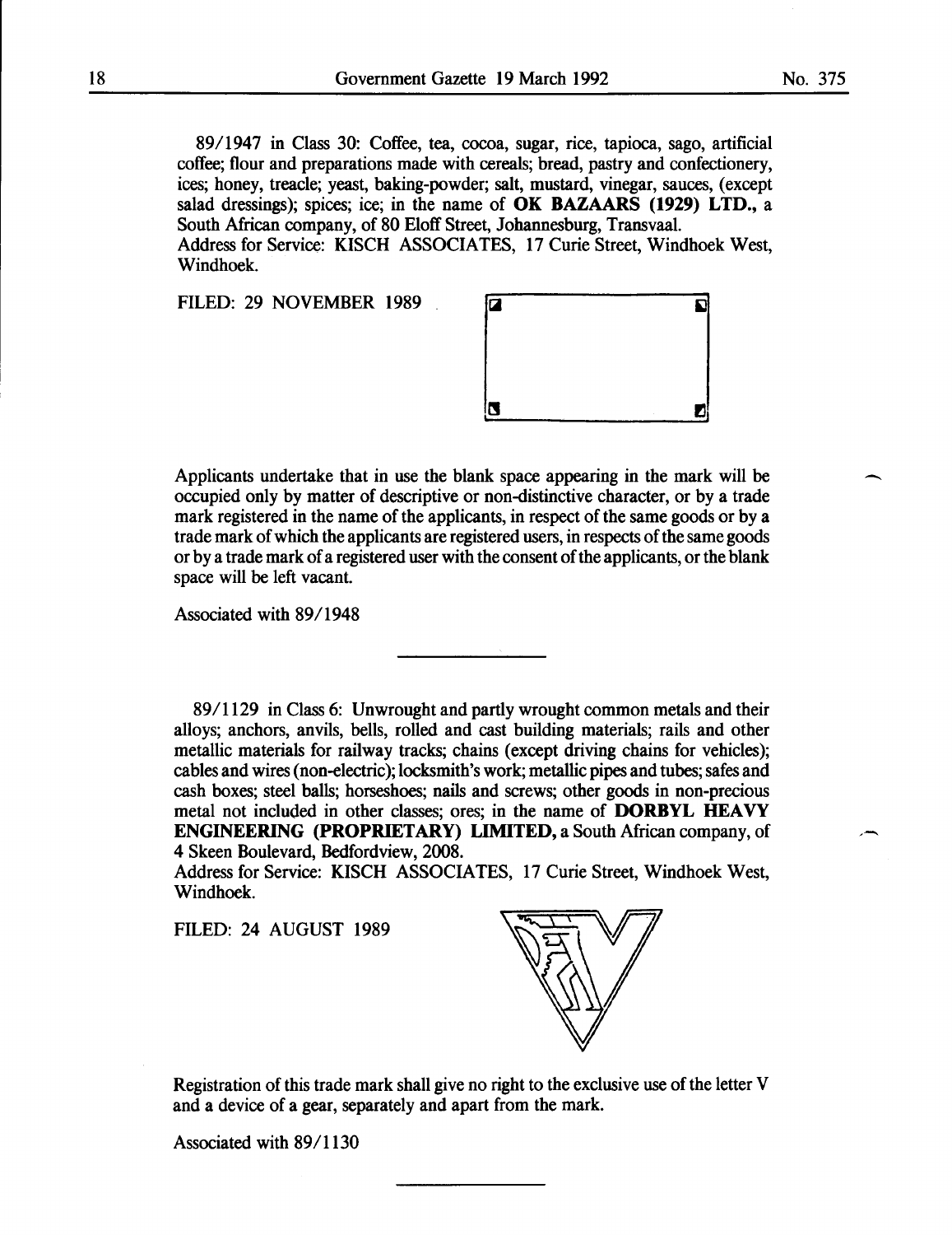89/1947 in Class 30: Coffee, tea, cocoa, sugar, rice, tapioca, sago, artificial coffee; flour and preparations made with cereals; bread, pastry and confectionery, ices; honey, treacle; yeast, baking-powder; salt, mustard, vinegar, sauces, (except salad dressings); spices; ice; in the name of **OK BAZAARS (1929) LTD.**, a South African company, of 80 Eloff Street, Johannesburg, Transvaal.
Address for Service: KISCH ASSOCIATES, 17 Curie Street, Windhoek West, Windhoek.

FILED: 29 NOVEMBER 1989

Applicants undertake that in use the blank space appearing in the mark will be occupied only by matter of descriptive or non-distinctive character, or by a trade mark registered in the name of the applicants, in respect of the same goods or by a trade mark of which the applicants are registered users, in respects of the same goods or by a trade mark of a registered user with the consent of the applicants, or the blank space will be left vacant.

Associated with 89/1948

---

89/1129 in Class 6: Unwrought and partly wrought common metals and their alloys; anchors, anvils, bells, rolled and cast building materials; rails and other metallic materials for railway tracks; chains (except driving chains for vehicles); cables and wires (non-electric); locksmith's work; metallic pipes and tubes; safes and cash boxes; steel balls; horseshoes; nails and screws; other goods in non-precious metal not included in other classes; ores; in the name of **DORBYL HEAVY ENGINEERING (PROPRIETARY) LIMITED,** a South African company, of 4 Skeen Boulevard, Bedfordview, 2008.
Address for Service: KISCH ASSOCIATES, 17 Curie Street, Windhoek West, Windhoek.

FILED: 24 AUGUST 1989

Registration of this trade mark shall give no right to the exclusive use of the letter V and a device of a gear, separately and apart from the mark.

Associated with 89/1130

---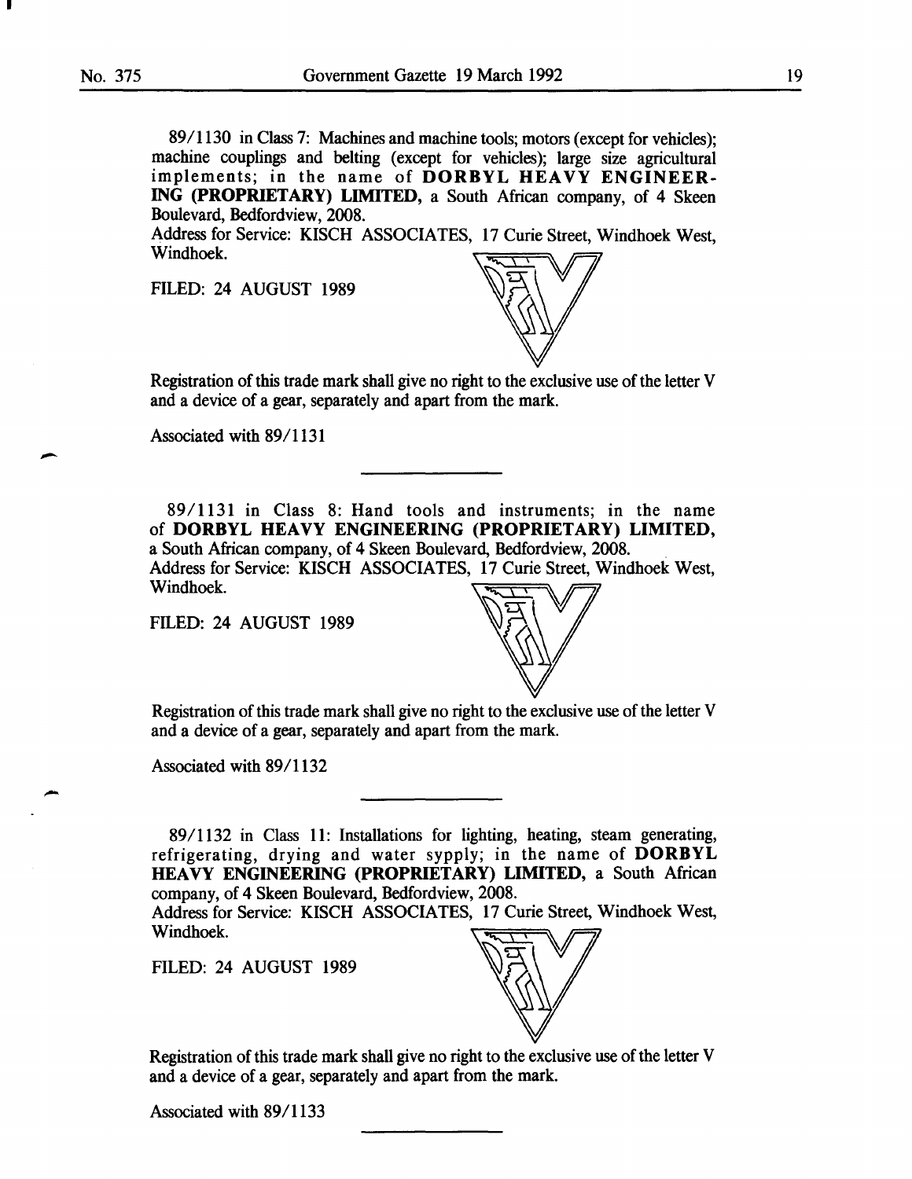89/1130 in Class 7: Machines and machine tools; motors (except for vehicles); machine couplings and belting (except for vehicles); large size agricultural implements; in the name of **DORBYL HEAVY ENGINEERING (PROPRIETARY) LIMITED,** a South African company, of 4 Skeen Boulevard, Bedfordview, 2008.
Address for Service: KISCH ASSOCIATES, 17 Curie Street, Windhoek West, Windhoek.

FILED: 24 AUGUST 1989

Registration of this trade mark shall give no right to the exclusive use of the letter V and a device of a gear, separately and apart from the mark.

Associated with 89/1131

---

89/1131 in Class 8: Hand tools and instruments; in the name of **DORBYL HEAVY ENGINEERING (PROPRIETARY) LIMITED,** a South African company, of 4 Skeen Boulevard, Bedfordview, 2008.
Address for Service: KISCH ASSOCIATES, 17 Curie Street, Windhoek West, Windhoek.

FILED: 24 AUGUST 1989

Registration of this trade mark shall give no right to the exclusive use of the letter V and a device of a gear, separately and apart from the mark.

Associated with 89/1132

---

89/1132 in Class 11: Installations for lighting, heating, steam generating, refrigerating, drying and water sypply; in the name of **DORBYL HEAVY ENGINEERING (PROPRIETARY) LIMITED,** a South African company, of 4 Skeen Boulevard, Bedfordview, 2008.
Address for Service: KISCH ASSOCIATES, 17 Curie Street, Windhoek West, Windhoek.

FILED: 24 AUGUST 1989

Registration of this trade mark shall give no right to the exclusive use of the letter V and a device of a gear, separately and apart from the mark.

Associated with 89/1133

---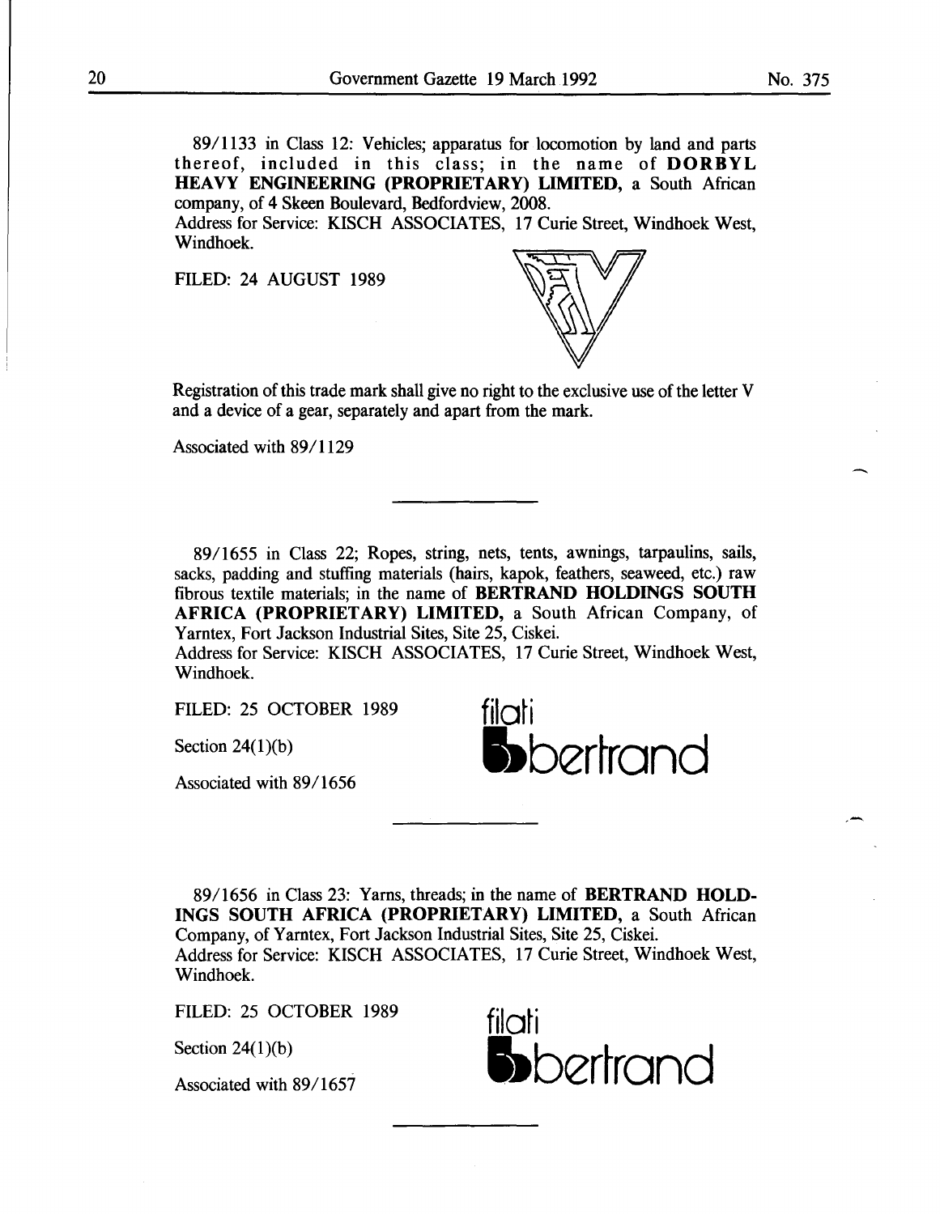89/1133 in Class 12: Vehicles; apparatus for locomotion by land and parts thereof, included in this class; in the name of **DORBYL HEAVY ENGINEERING (PROPRIETARY) LIMITED,** a South African company, of 4 Skeen Boulevard, Bedfordview, 2008.
Address for Service: KISCH ASSOCIATES, 17 Curie Street, Windhoek West, Windhoek.

FILED: 24 AUGUST 1989

Registration of this trade mark shall give no right to the exclusive use of the letter V and a device of a gear, separately and apart from the mark.

Associated with 89/1129

---

89/1655 in Class 22; Ropes, string, nets, tents, awnings, tarpaulins, sails, sacks, padding and stuffing materials (hairs, kapok, feathers, seaweed, etc.) raw fibrous textile materials; in the name of **BERTRAND HOLDINGS SOUTH AFRICA (PROPRIETARY) LIMITED,** a South African Company, of Yarntex, Fort Jackson Industrial Sites, Site 25, Ciskei.
Address for Service: KISCH ASSOCIATES, 17 Curie Street, Windhoek West, Windhoek.

FILED: 25 OCTOBER 1989

Section 24(1)(b)

Associated with 89/1656

filati
bertrand

---

89/1656 in Class 23: Yarns, threads; in the name of **BERTRAND HOLDINGS SOUTH AFRICA (PROPRIETARY) LIMITED,** a South African Company, of Yarntex, Fort Jackson Industrial Sites, Site 25, Ciskei.
Address for Service: KISCH ASSOCIATES, 17 Curie Street, Windhoek West, Windhoek.

FILED: 25 OCTOBER 1989

Section 24(1)(b)

Associated with 89/1657

filati
bertrand

---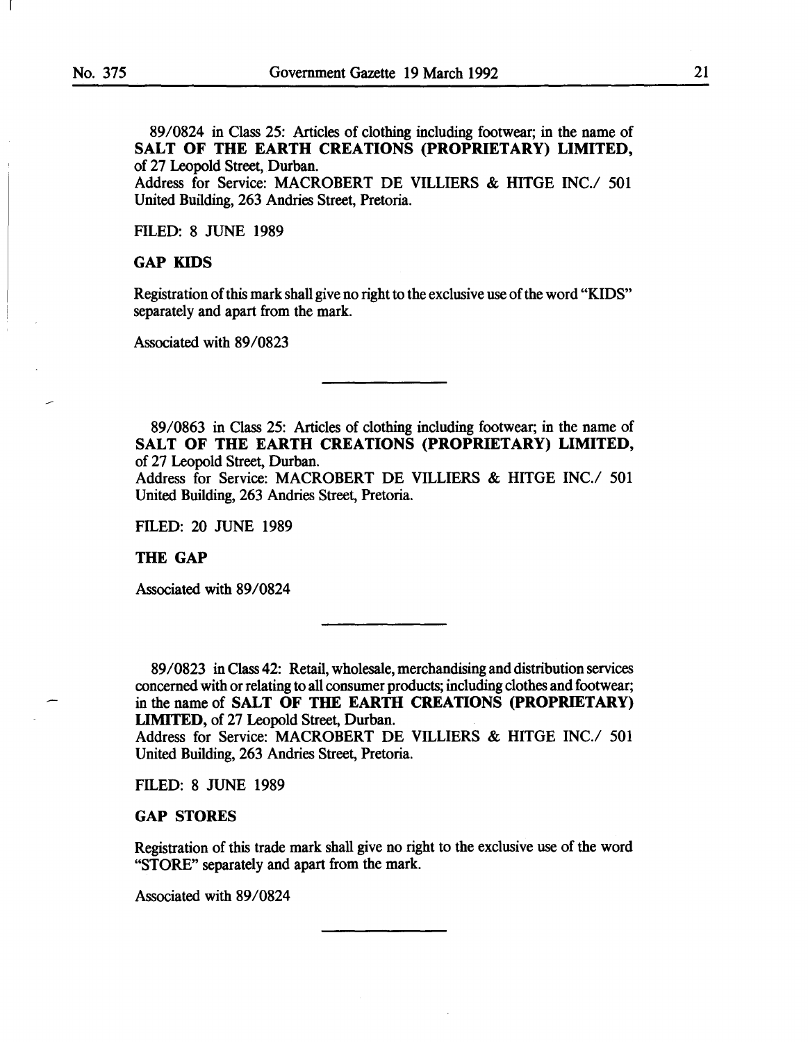89/0824 in Class 25: Articles of clothing including footwear; in the name of **SALT OF THE EARTH CREATIONS (PROPRIETARY) LIMITED,** of 27 Leopold Street, Durban.
Address for Service: MACROBERT DE VILLIERS & HITGE INC./ 501 United Building, 263 Andries Street, Pretoria.

FILED: 8 JUNE 1989

**GAP KIDS**

Registration of this mark shall give no right to the exclusive use of the word "KIDS" separately and apart from the mark.

Associated with 89/0823

---

89/0863 in Class 25: Articles of clothing including footwear; in the name of **SALT OF THE EARTH CREATIONS (PROPRIETARY) LIMITED,** of 27 Leopold Street, Durban.
Address for Service: MACROBERT DE VILLIERS & HITGE INC./ 501 United Building, 263 Andries Street, Pretoria.

FILED: 20 JUNE 1989

**THE GAP**

Associated with 89/0824

---

89/0823 in Class 42: Retail, wholesale, merchandising and distribution services concerned with or relating to all consumer products; including clothes and footwear; in the name of **SALT OF THE EARTH CREATIONS (PROPRIETARY) LIMITED,** of 27 Leopold Street, Durban.
Address for Service: MACROBERT DE VILLIERS & HITGE INC./ 501 United Building, 263 Andries Street, Pretoria.

FILED: 8 JUNE 1989

**GAP STORES**

Registration of this trade mark shall give no right to the exclusive use of the word "STORE" separately and apart from the mark.

Associated with 89/0824

---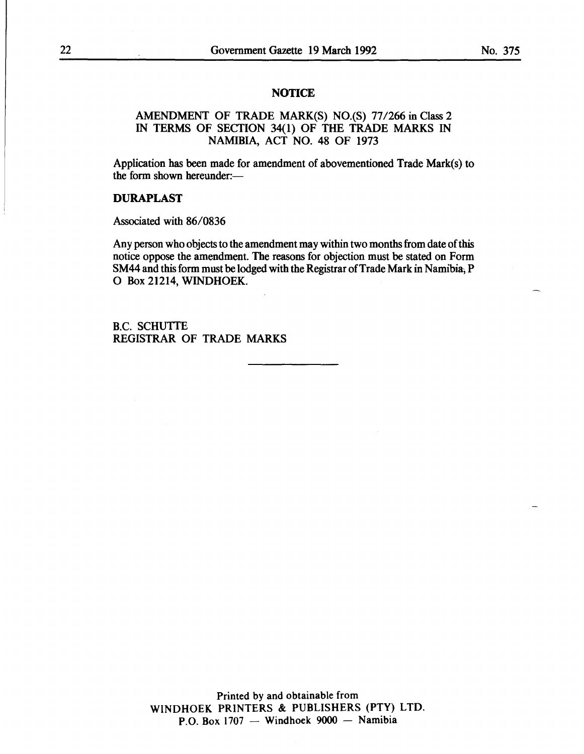## NOTICE

AMENDMENT OF TRADE MARK(S) NO.(S) 77/266 in Class 2 IN TERMS OF SECTION 34(1) OF THE TRADE MARKS IN NAMIBIA, ACT NO. 48 OF 1973

Application has been made for amendment of abovementioned Trade Mark(s) to the form shown hereunder:—

**DURAPLAST**

Associated with 86/0836

Any person who objects to the amendment may within two months from date of this notice oppose the amendment. The reasons for objection must be stated on Form SM44 and this form must be lodged with the Registrar of Trade Mark in Namibia, P O Box 21214, WINDHOEK.

B.C. SCHUTTE
REGISTRAR OF TRADE MARKS

---

Printed by and obtainable from
WINDHOEK PRINTERS & PUBLISHERS (PTY) LTD.
P.O. Box 1707 — Windhoek 9000 — Namibia